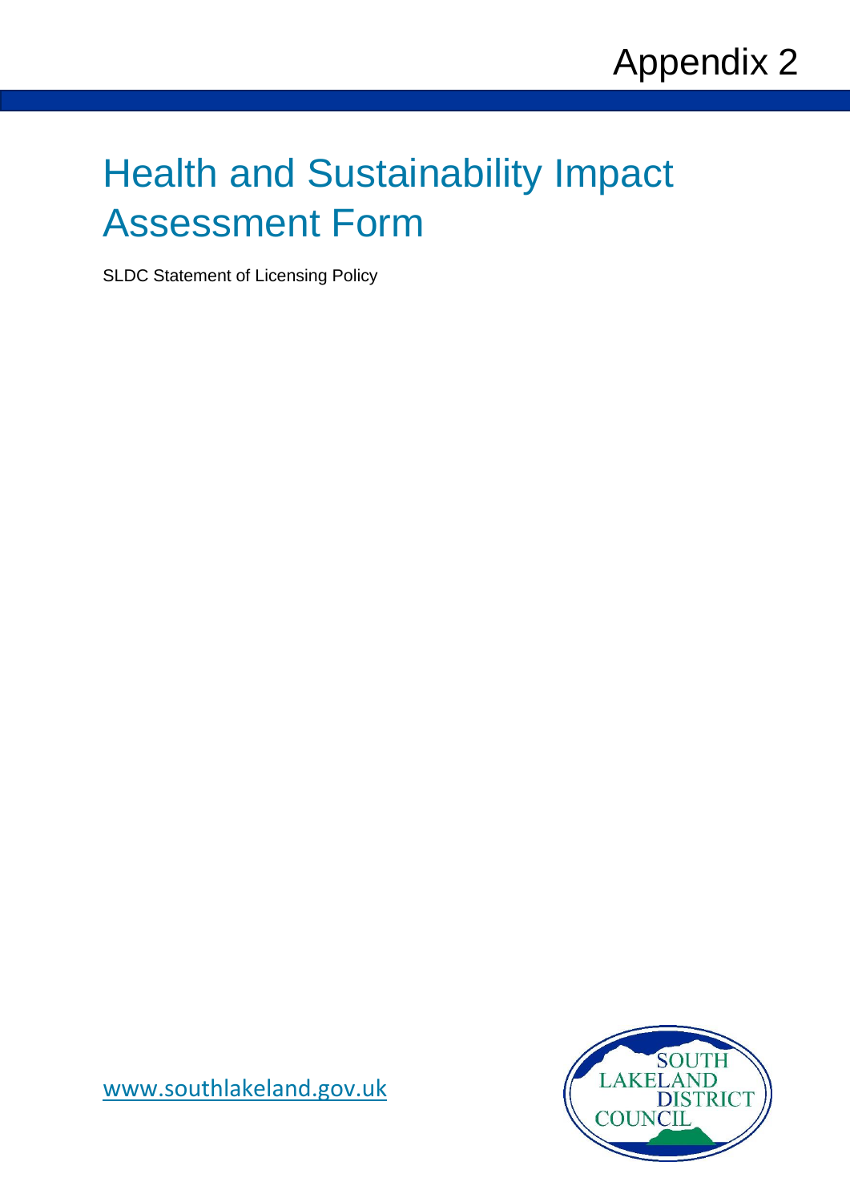Appendix 2

# Health and Sustainability Impact Assessment Form

SLDC Statement of Licensing Policy

www.southlakeland.gov.uk

SOUTH LAKELAND DISTRICT COUNCIL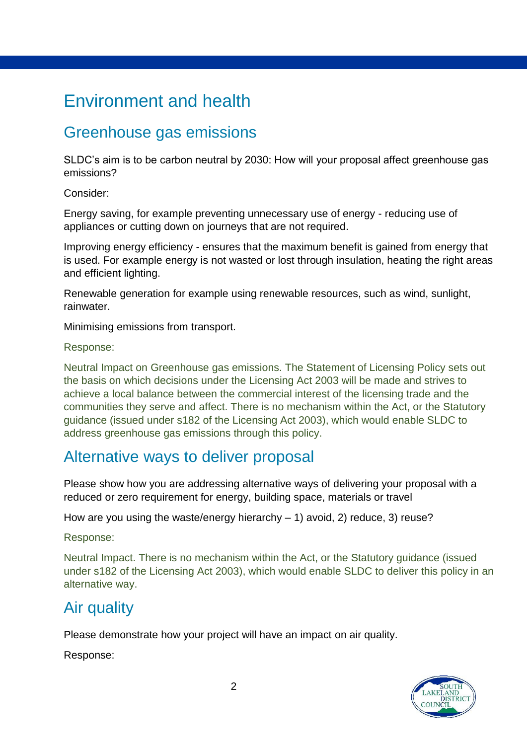# Environment and health

## Greenhouse gas emissions

SLDC's aim is to be carbon neutral by 2030: How will your proposal affect greenhouse gas emissions?

Consider:

Energy saving, for example preventing unnecessary use of energy - reducing use of appliances or cutting down on journeys that are not required.

Improving energy efficiency - ensures that the maximum benefit is gained from energy that is used. For example energy is not wasted or lost through insulation, heating the right areas and efficient lighting.

Renewable generation for example using renewable resources, such as wind, sunlight, rainwater.

Minimising emissions from transport.

Response:

Neutral Impact on Greenhouse gas emissions. The Statement of Licensing Policy sets out the basis on which decisions under the Licensing Act 2003 will be made and strives to achieve a local balance between the commercial interest of the licensing trade and the communities they serve and affect. There is no mechanism within the Act, or the Statutory guidance (issued under s182 of the Licensing Act 2003), which would enable SLDC to address greenhouse gas emissions through this policy.

## Alternative ways to deliver proposal

Please show how you are addressing alternative ways of delivering your proposal with a reduced or zero requirement for energy, building space, materials or travel

How are you using the waste/energy hierarchy – 1) avoid, 2) reduce, 3) reuse?

Response:

Neutral Impact. There is no mechanism within the Act, or the Statutory guidance (issued under s182 of the Licensing Act 2003), which would enable SLDC to deliver this policy in an alternative way.

## Air quality

Please demonstrate how your project will have an impact on air quality.

Response: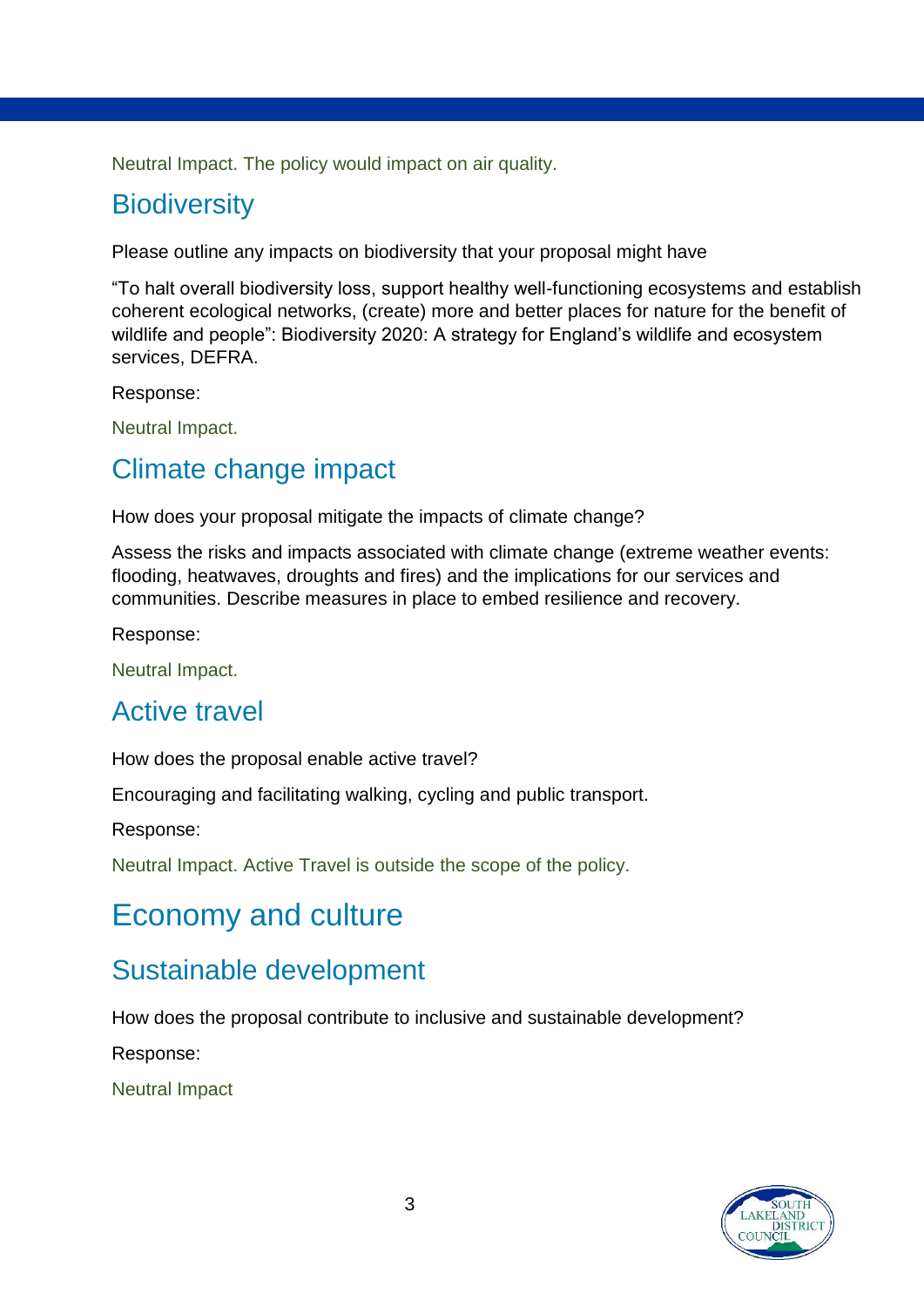Neutral Impact. The policy would impact on air quality.

## Biodiversity

Please outline any impacts on biodiversity that your proposal might have

“To halt overall biodiversity loss, support healthy well-functioning ecosystems and establish coherent ecological networks, (create) more and better places for nature for the benefit of wildlife and people”: Biodiversity 2020: A strategy for England’s wildlife and ecosystem services, DEFRA.

Response:

Neutral Impact.

## Climate change impact

How does your proposal mitigate the impacts of climate change?

Assess the risks and impacts associated with climate change (extreme weather events: flooding, heatwaves, droughts and fires) and the implications for our services and communities. Describe measures in place to embed resilience and recovery.

Response:

Neutral Impact.

## Active travel

How does the proposal enable active travel?

Encouraging and facilitating walking, cycling and public transport.

Response:

Neutral Impact. Active Travel is outside the scope of the policy.

# Economy and culture

## Sustainable development

How does the proposal contribute to inclusive and sustainable development?

Response:

Neutral Impact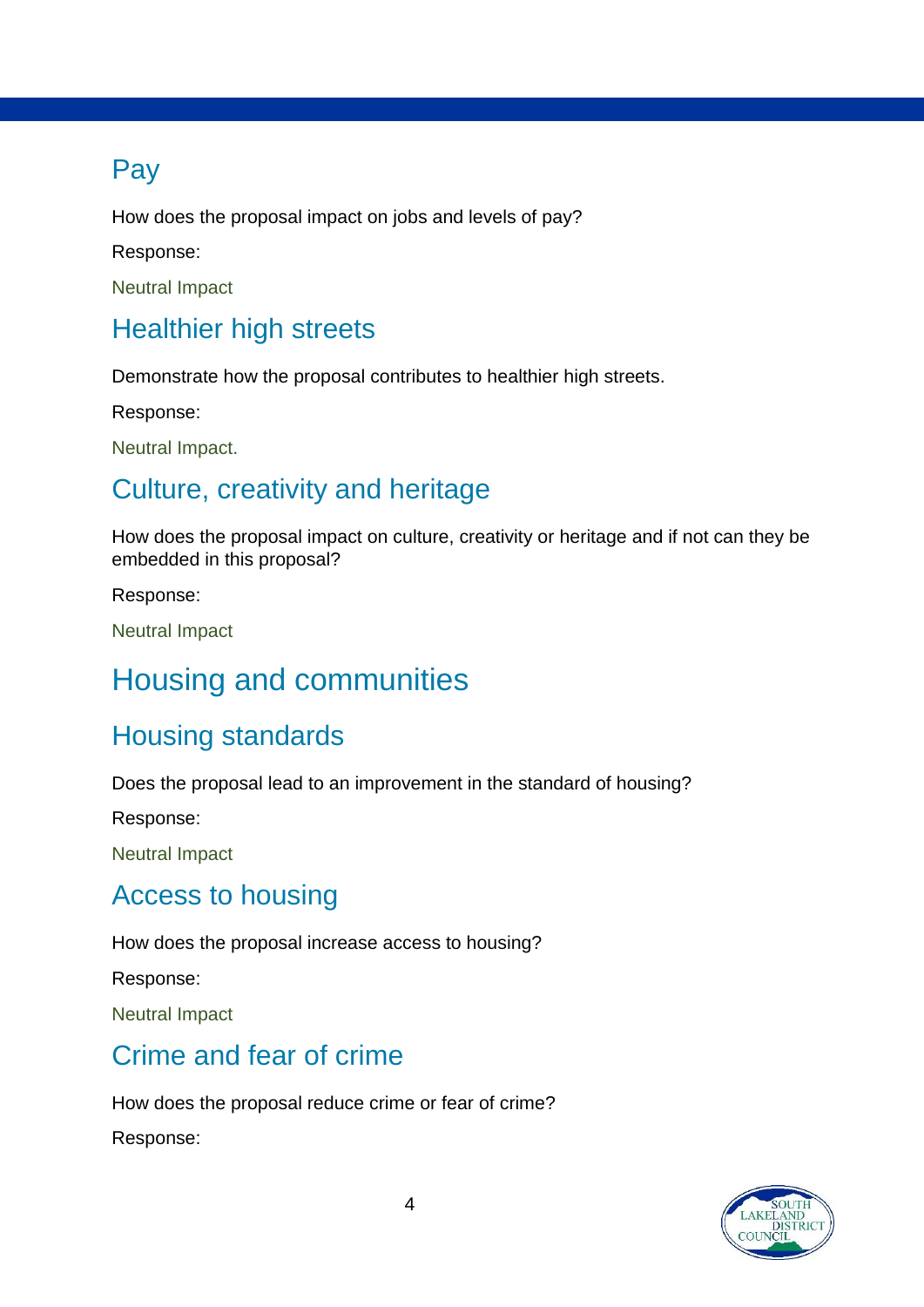## Pay

How does the proposal impact on jobs and levels of pay?

Response:

Neutral Impact

## Healthier high streets

Demonstrate how the proposal contributes to healthier high streets.

Response:

Neutral Impact.

## Culture, creativity and heritage

How does the proposal impact on culture, creativity or heritage and if not can they be embedded in this proposal?

Response:

Neutral Impact

# Housing and communities

## Housing standards

Does the proposal lead to an improvement in the standard of housing?

Response:

Neutral Impact

## Access to housing

How does the proposal increase access to housing?

Response:

Neutral Impact

## Crime and fear of crime

How does the proposal reduce crime or fear of crime?

Response: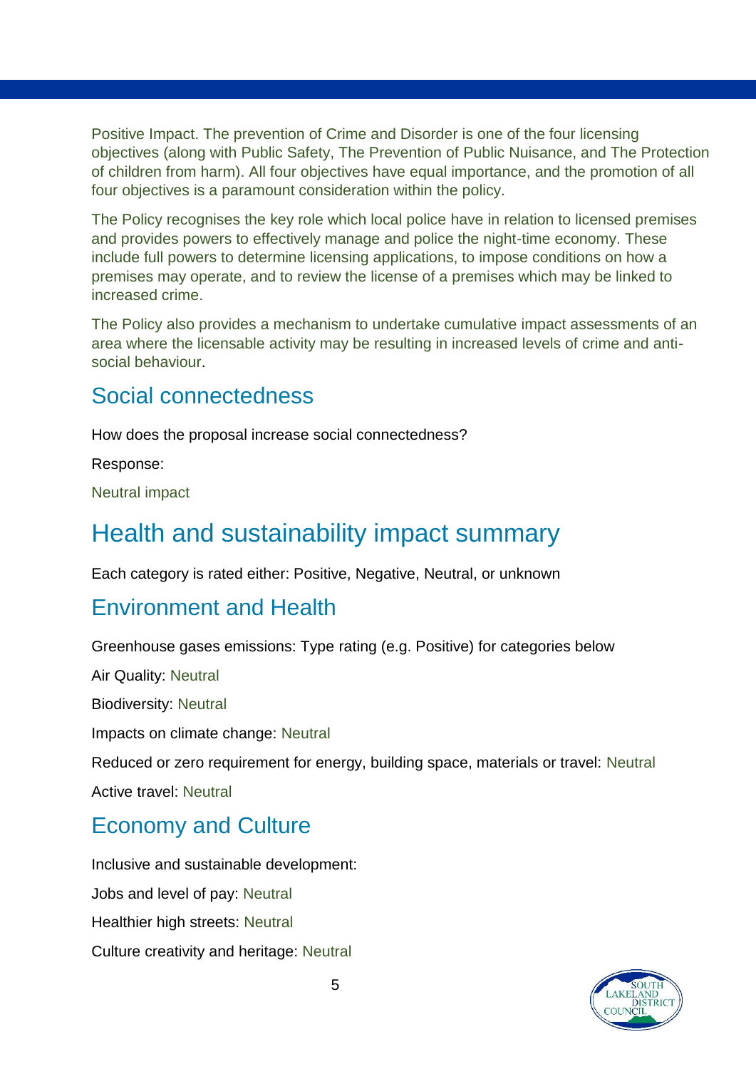Positive Impact. The prevention of Crime and Disorder is one of the four licensing objectives (along with Public Safety, The Prevention of Public Nuisance, and The Protection of children from harm). All four objectives have equal importance, and the promotion of all four objectives is a paramount consideration within the policy.

The Policy recognises the key role which local police have in relation to licensed premises and provides powers to effectively manage and police the night-time economy. These include full powers to determine licensing applications, to impose conditions on how a premises may operate, and to review the license of a premises which may be linked to increased crime.

The Policy also provides a mechanism to undertake cumulative impact assessments of an area where the licensable activity may be resulting in increased levels of crime and anti-social behaviour.

## Social connectedness

How does the proposal increase social connectedness?

Response:

Neutral impact

# Health and sustainability impact summary

Each category is rated either: Positive, Negative, Neutral, or unknown

## Environment and Health

Greenhouse gases emissions: Type rating (e.g. Positive) for categories below

Air Quality: Neutral

Biodiversity: Neutral

Impacts on climate change: Neutral

Reduced or zero requirement for energy, building space, materials or travel: Neutral

Active travel: Neutral

## Economy and Culture

Inclusive and sustainable development:

Jobs and level of pay: Neutral

Healthier high streets: Neutral

Culture creativity and heritage: Neutral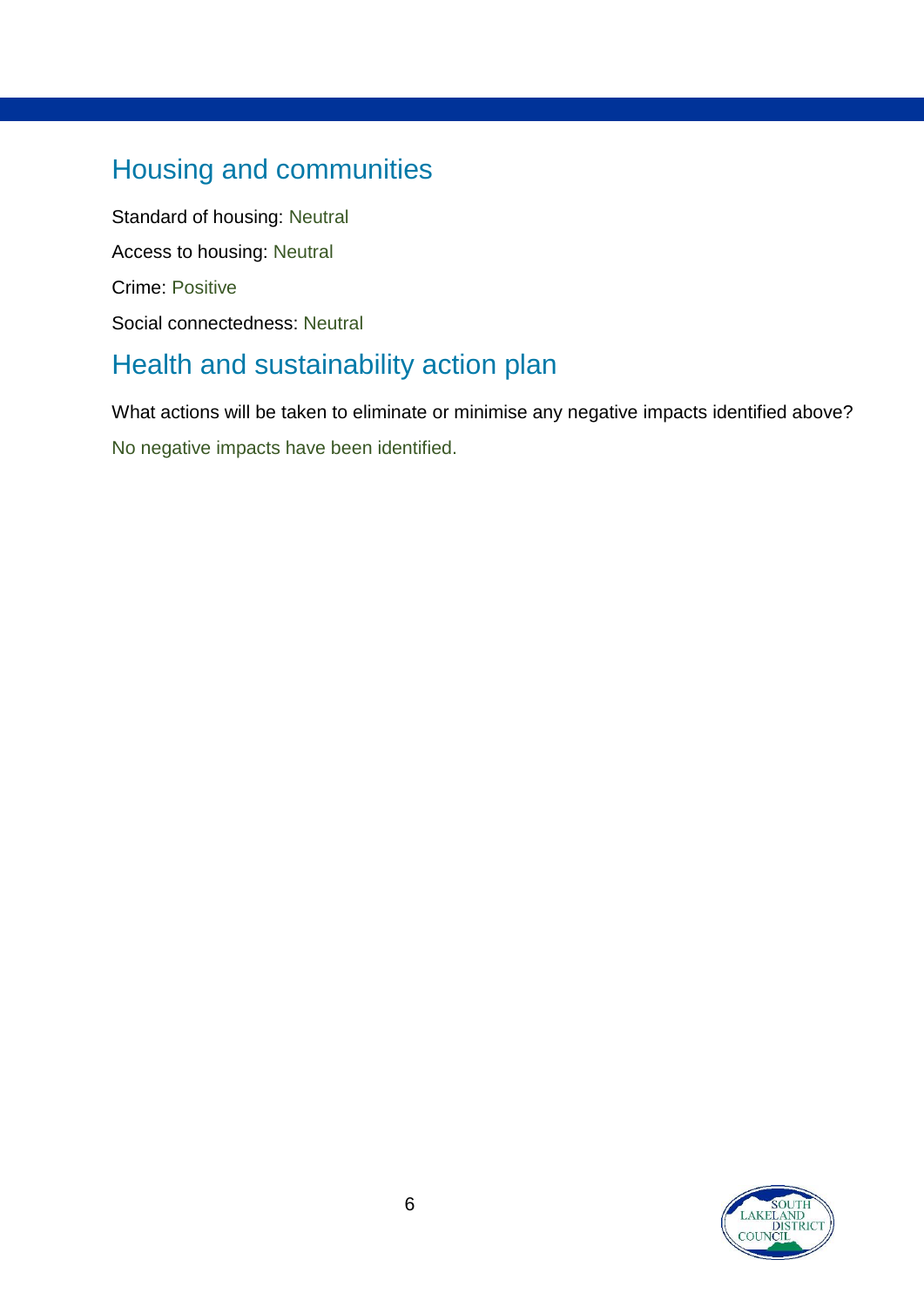## Housing and communities

Standard of housing: Neutral

Access to housing: Neutral

Crime: Positive

Social connectedness: Neutral

## Health and sustainability action plan

What actions will be taken to eliminate or minimise any negative impacts identified above?

No negative impacts have been identified.